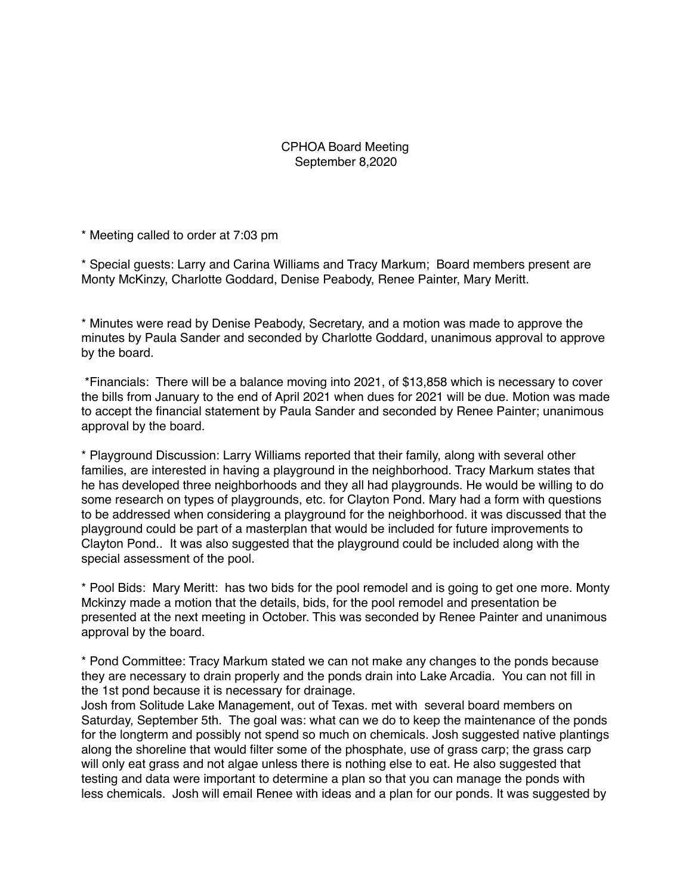# CPHOA Board Meeting
September 8,2020

* Meeting called to order at 7:03 pm

* Special guests: Larry and Carina Williams and Tracy Markum; Board members present are Monty McKinzy, Charlotte Goddard, Denise Peabody, Renee Painter, Mary Meritt.

* Minutes were read by Denise Peabody, Secretary, and a motion was made to approve the minutes by Paula Sander and seconded by Charlotte Goddard, unanimous approval to approve by the board.

*Financials: There will be a balance moving into 2021, of $13,858 which is necessary to cover the bills from January to the end of April 2021 when dues for 2021 will be due. Motion was made to accept the financial statement by Paula Sander and seconded by Renee Painter; unanimous approval by the board.

* Playground Discussion: Larry Williams reported that their family, along with several other families, are interested in having a playground in the neighborhood. Tracy Markum states that he has developed three neighborhoods and they all had playgrounds. He would be willing to do some research on types of playgrounds, etc. for Clayton Pond. Mary had a form with questions to be addressed when considering a playground for the neighborhood. it was discussed that the playground could be part of a masterplan that would be included for future improvements to Clayton Pond.. It was also suggested that the playground could be included along with the special assessment of the pool.

* Pool Bids: Mary Meritt: has two bids for the pool remodel and is going to get one more. Monty Mckinzy made a motion that the details, bids, for the pool remodel and presentation be presented at the next meeting in October. This was seconded by Renee Painter and unanimous approval by the board.

* Pond Committee: Tracy Markum stated we can not make any changes to the ponds because they are necessary to drain properly and the ponds drain into Lake Arcadia. You can not fill in the 1st pond because it is necessary for drainage.
Josh from Solitude Lake Management, out of Texas. met with several board members on Saturday, September 5th. The goal was: what can we do to keep the maintenance of the ponds for the longterm and possibly not spend so much on chemicals. Josh suggested native plantings along the shoreline that would filter some of the phosphate, use of grass carp; the grass carp will only eat grass and not algae unless there is nothing else to eat. He also suggested that testing and data were important to determine a plan so that you can manage the ponds with less chemicals. Josh will email Renee with ideas and a plan for our ponds. It was suggested by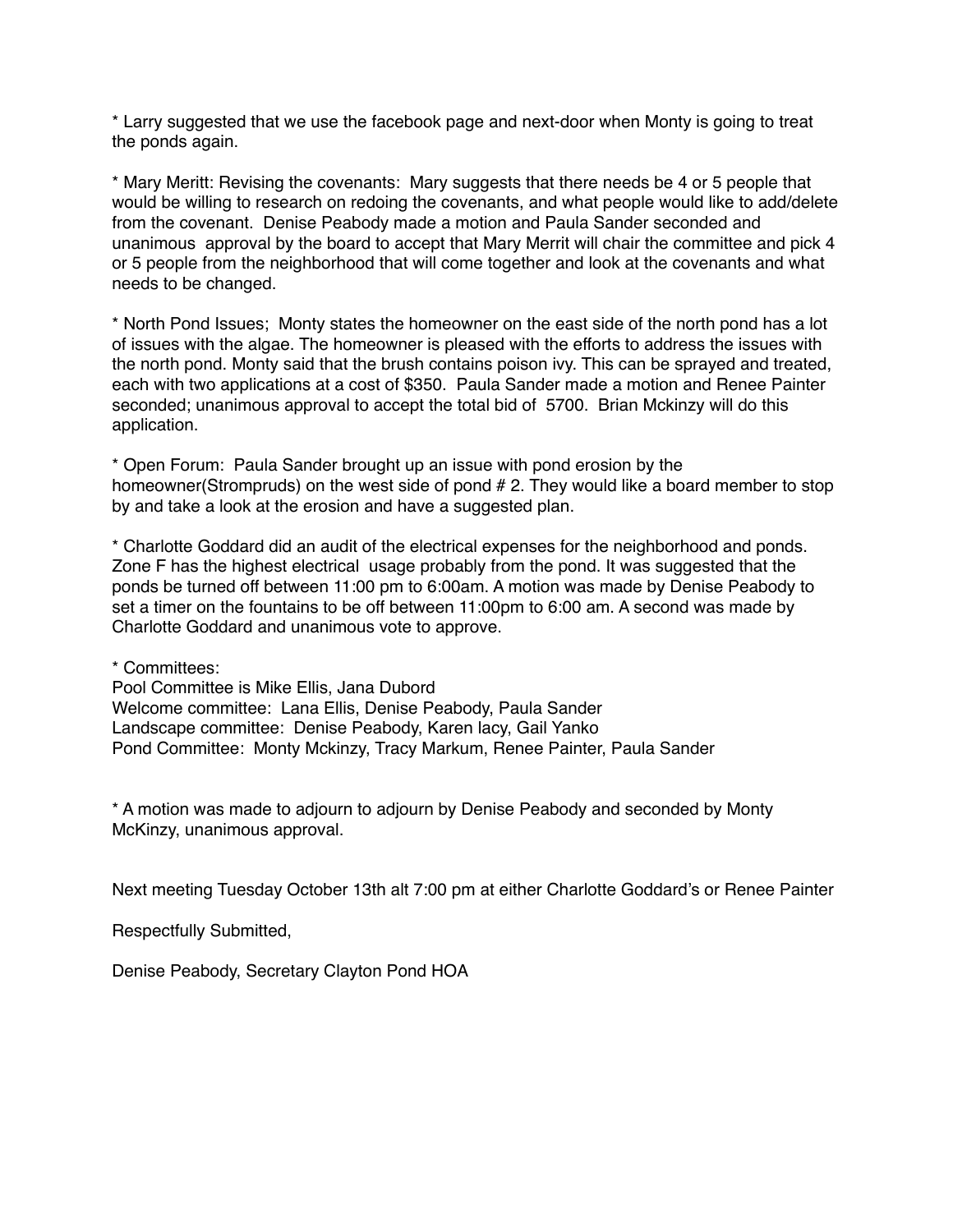* Larry suggested that we use the facebook page and next-door when Monty is going to treat the ponds again.

* Mary Meritt: Revising the covenants: Mary suggests that there needs be 4 or 5 people that would be willing to research on redoing the covenants, and what people would like to add/delete from the covenant. Denise Peabody made a motion and Paula Sander seconded and unanimous approval by the board to accept that Mary Merrit will chair the committee and pick 4 or 5 people from the neighborhood that will come together and look at the covenants and what needs to be changed.

* North Pond Issues; Monty states the homeowner on the east side of the north pond has a lot of issues with the algae. The homeowner is pleased with the efforts to address the issues with the north pond. Monty said that the brush contains poison ivy. This can be sprayed and treated, each with two applications at a cost of $350. Paula Sander made a motion and Renee Painter seconded; unanimous approval to accept the total bid of 5700. Brian Mckinzy will do this application.

* Open Forum: Paula Sander brought up an issue with pond erosion by the homeowner(Strompruds) on the west side of pond # 2. They would like a board member to stop by and take a look at the erosion and have a suggested plan.

* Charlotte Goddard did an audit of the electrical expenses for the neighborhood and ponds. Zone F has the highest electrical usage probably from the pond. It was suggested that the ponds be turned off between 11:00 pm to 6:00am. A motion was made by Denise Peabody to set a timer on the fountains to be off between 11:00pm to 6:00 am. A second was made by Charlotte Goddard and unanimous vote to approve.

* Committees:
Pool Committee is Mike Ellis, Jana Dubord
Welcome committee: Lana Ellis, Denise Peabody, Paula Sander
Landscape committee: Denise Peabody, Karen lacy, Gail Yanko
Pond Committee: Monty Mckinzy, Tracy Markum, Renee Painter, Paula Sander

* A motion was made to adjourn to adjourn by Denise Peabody and seconded by Monty McKinzy, unanimous approval.

Next meeting Tuesday October 13th alt 7:00 pm at either Charlotte Goddard's or Renee Painter

Respectfully Submitted,

Denise Peabody, Secretary Clayton Pond HOA